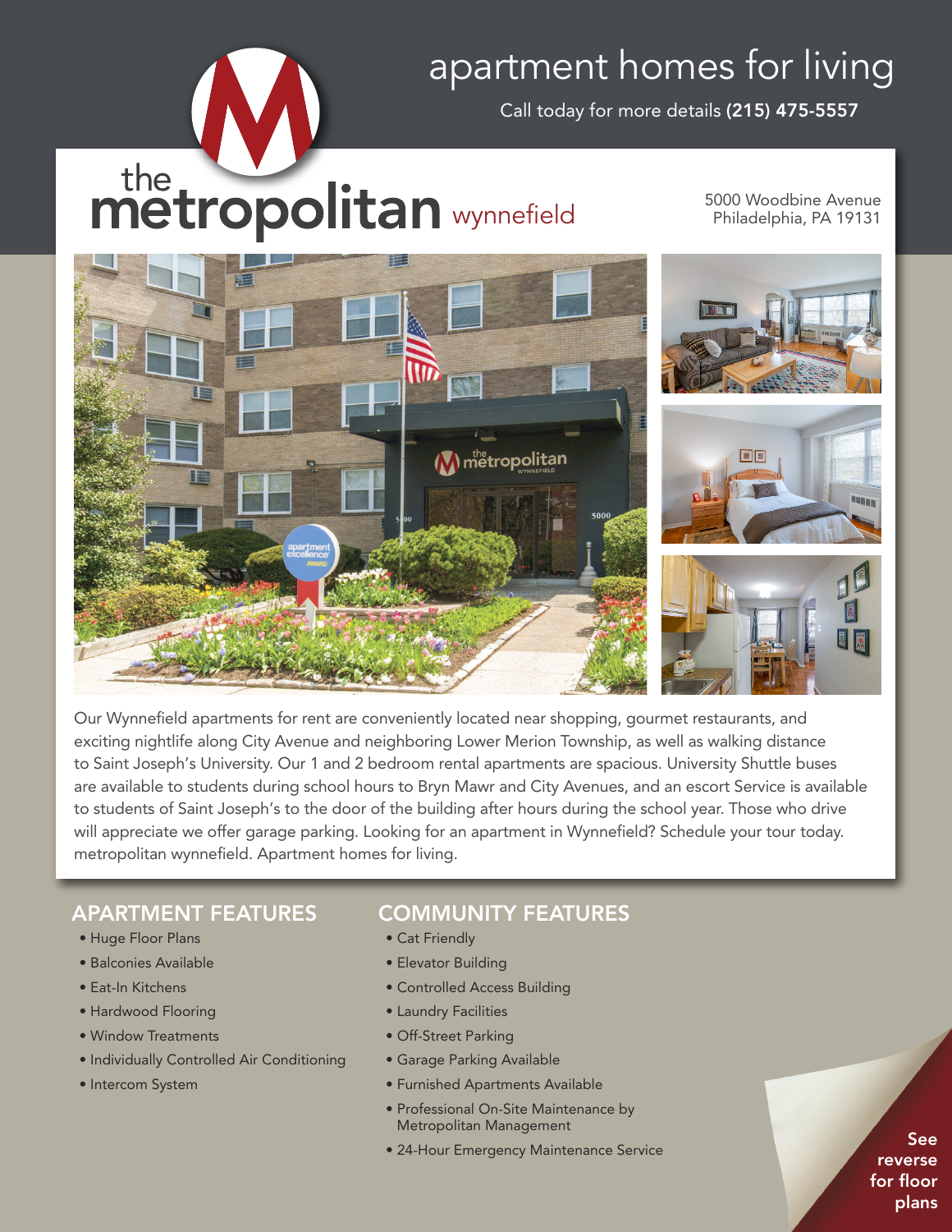apartment homes for living

Call today for more details **(215) 475-5557**

# the metropolitan wynnefield

5000 Woodbine Avenue
Philadelphia, PA 19131

Our Wynnefield apartments for rent are conveniently located near shopping, gourmet restaurants, and exciting nightlife along City Avenue and neighboring Lower Merion Township, as well as walking distance to Saint Joseph's University. Our 1 and 2 bedroom rental apartments are spacious. University Shuttle buses are available to students during school hours to Bryn Mawr and City Avenues, and an escort Service is available to students of Saint Joseph's to the door of the building after hours during the school year. Those who drive will appreciate we offer garage parking. Looking for an apartment in Wynnefield? Schedule your tour today. metropolitan wynnefield. Apartment homes for living.

## APARTMENT FEATURES

- Huge Floor Plans
- Balconies Available
- Eat-In Kitchens
- Hardwood Flooring
- Window Treatments
- Individually Controlled Air Conditioning
- Intercom System

## COMMUNITY FEATURES

- Cat Friendly
- Elevator Building
- Controlled Access Building
- Laundry Facilities
- Off-Street Parking
- Garage Parking Available
- Furnished Apartments Available
- Professional On-Site Maintenance by Metropolitan Management
- 24-Hour Emergency Maintenance Service

**See reverse for floor plans**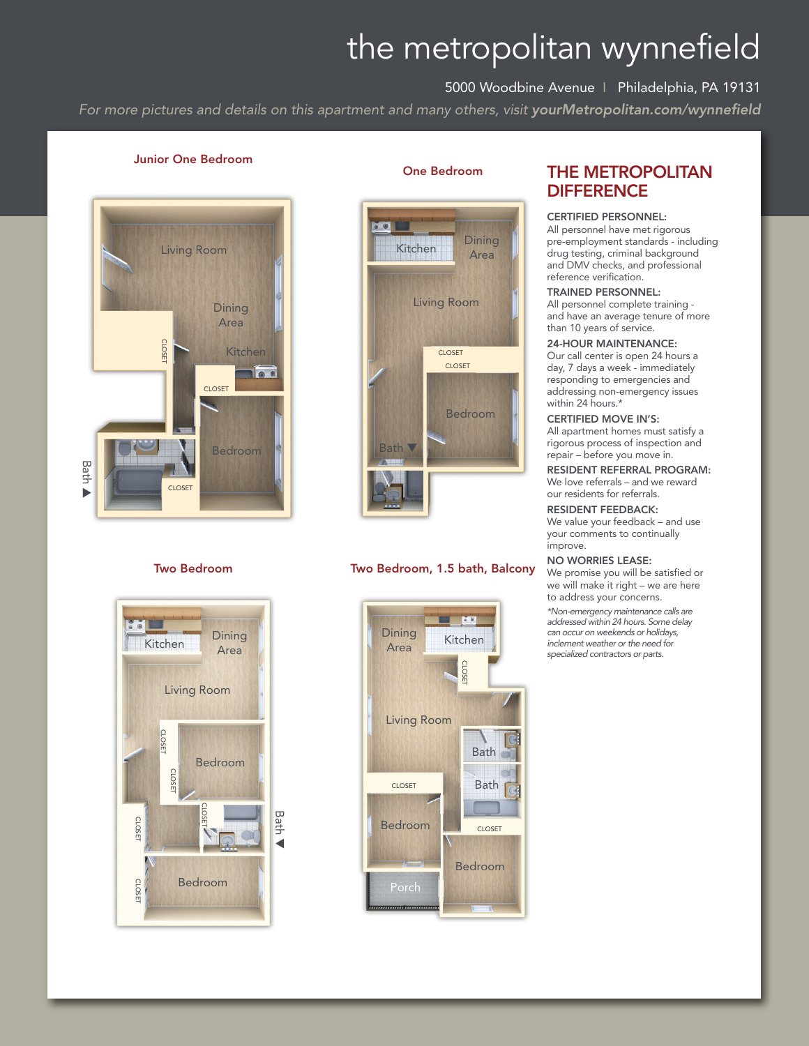# the metropolitan wynnefield

5000 Woodbine Avenue | Philadelphia, PA 19131

*For more pictures and details on this apartment and many others, visit **yourMetropolitan.com/wynnefield***

## Junior One Bedroom

Living Room

Dining Area

Kitchen

CLOSET

CLOSET

Bedroom

CLOSET

Bath

## One Bedroom

Kitchen

Dining Area

Living Room

CLOSET

CLOSET

Bedroom

Bath

## Two Bedroom

Kitchen

Dining Area

Living Room

CLOSET

Bedroom

CLOSET

CLOSET

CLOSET

CLOSET

Bedroom

Bath

## Two Bedroom, 1.5 bath, Balcony

Dining Area

Kitchen

CLOSET

Living Room

Bath

Bath

CLOSET

CLOSET

Bedroom

Bedroom

Porch

## THE METROPOLITAN DIFFERENCE

**CERTIFIED PERSONNEL:**
All personnel have met rigorous pre-employment standards - including drug testing, criminal background and DMV checks, and professional reference verification.

**TRAINED PERSONNEL:**
All personnel complete training - and have an average tenure of more than 10 years of service.

**24-HOUR MAINTENANCE:**
Our call center is open 24 hours a day, 7 days a week - immediately responding to emergencies and addressing non-emergency issues within 24 hours.*

**CERTIFIED MOVE IN'S:**
All apartment homes must satisfy a rigorous process of inspection and repair – before you move in.

**RESIDENT REFERRAL PROGRAM:**
We love referrals – and we reward our residents for referrals.

**RESIDENT FEEDBACK:**
We value your feedback – and use your comments to continually improve.

**NO WORRIES LEASE:**
We promise you will be satisfied or we will make it right – we are here to address your concerns.

*\*Non-emergency maintenance calls are addressed within 24 hours. Some delay can occur on weekends or holidays, inclement weather or the need for specialized contractors or parts.*